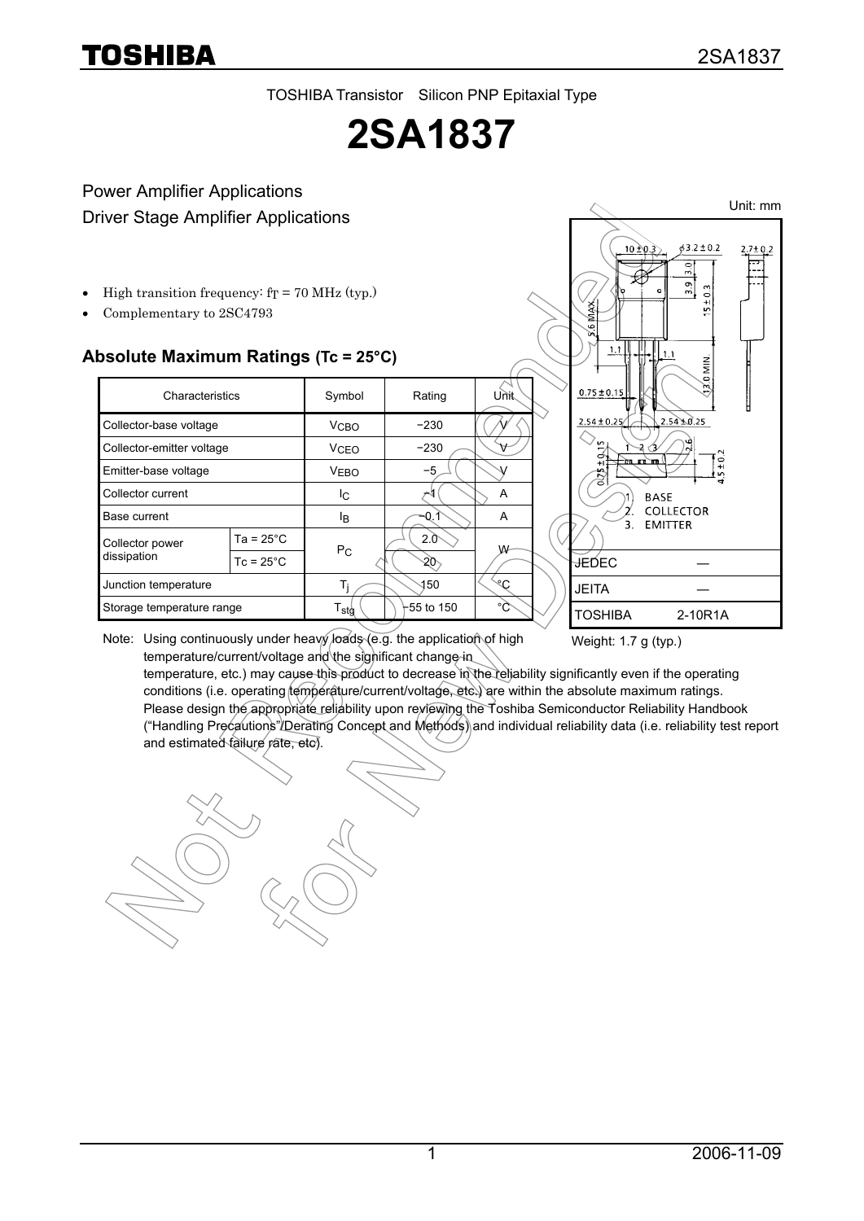TOSHIBA Transistor Silicon PNP Epitaxial Type

# 2SA1837

## Power Amplifier Applications
## Driver Stage Amplifier Applications

- High transition frequency: $f_T$ = 70 MHz (typ.)
- Complementary to 2SC4793

### Absolute Maximum Ratings (Tc = 25°C)

| Characteristics | | Symbol | Rating | Unit |
|---|---|---|---|---|
| Collector-base voltage | | $V_{CBO}$ | −230 | V |
| Collector-emitter voltage | | $V_{CEO}$ | −230 | V |
| Emitter-base voltage | | $V_{EBO}$ | −5 | V |
| Collector current | | $I_C$ | −1 | A |
| Base current | | $I_B$ | −0.1 | A |
| Collector power dissipation | Ta = 25°C | $P_C$ | 2.0 | W |
| | Tc = 25°C | | 20 | |
| Junction temperature | | $T_j$ | 150 | °C |
| Storage temperature range | | $T_{stg}$ | −55 to 150 | °C |

Note: Using continuously under heavy loads (e.g. the application of high temperature/current/voltage and the significant change in temperature, etc.) may cause this product to decrease in the reliability significantly even if the operating conditions (i.e. operating temperature/current/voltage, etc.) are within the absolute maximum ratings. Please design the appropriate reliability upon reviewing the Toshiba Semiconductor Reliability Handbook ("Handling Precautions"/Derating Concept and Methods) and individual reliability data (i.e. reliability test report and estimated failure rate, etc).

Unit: mm

1. BASE
2. COLLECTOR
3. EMITTER

| | |
|---|---|
| JEDEC | ― |
| JEITA | ― |
| TOSHIBA | 2-10R1A |

Weight: 1.7 g (typ.)

Not Recommended for New Design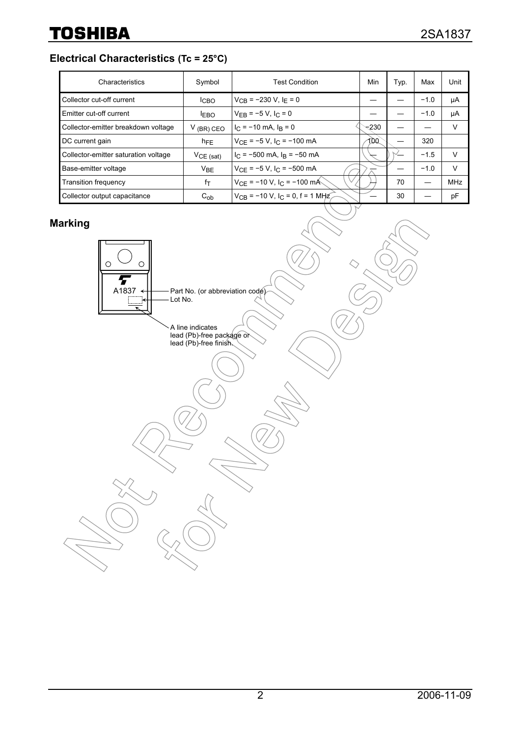## Electrical Characteristics (Tc = 25°C)

| Characteristics | Symbol | Test Condition | Min | Typ. | Max | Unit |
|---|---|---|---|---|---|---|
| Collector cut-off current | $I_{CBO}$ | $V_{CB}$ = −230 V, $I_E$ = 0 | — | — | −1.0 | μA |
| Emitter cut-off current | $I_{EBO}$ | $V_{EB}$ = −5 V, $I_C$ = 0 | — | — | −1.0 | μA |
| Collector-emitter breakdown voltage | $V_{(BR)\ CEO}$ | $I_C$ = −10 mA, $I_B$ = 0 | −230 | — | — | V |
| DC current gain | $h_{FE}$ | $V_{CE}$ = −5 V, $I_C$ = −100 mA | 100 | — | 320 | |
| Collector-emitter saturation voltage | $V_{CE\ (sat)}$ | $I_C$ = −500 mA, $I_B$ = −50 mA | — | — | −1.5 | V |
| Base-emitter voltage | $V_{BE}$ | $V_{CE}$ = −5 V, $I_C$ = −500 mA | — | — | −1.0 | V |
| Transition frequency | $f_T$ | $V_{CE}$ = −10 V, $I_C$ = −100 mA | — | 70 | — | MHz |
| Collector output capacitance | $C_{ob}$ | $V_{CB}$ = −10 V, $I_C$ = 0, f = 1 MHz | — | 30 | — | pF |

## Marking

A1837 — Part No. (or abbreviation code)

Lot No.

A line indicates lead (Pb)-free package or lead (Pb)-free finish.

Not Recommended for New Design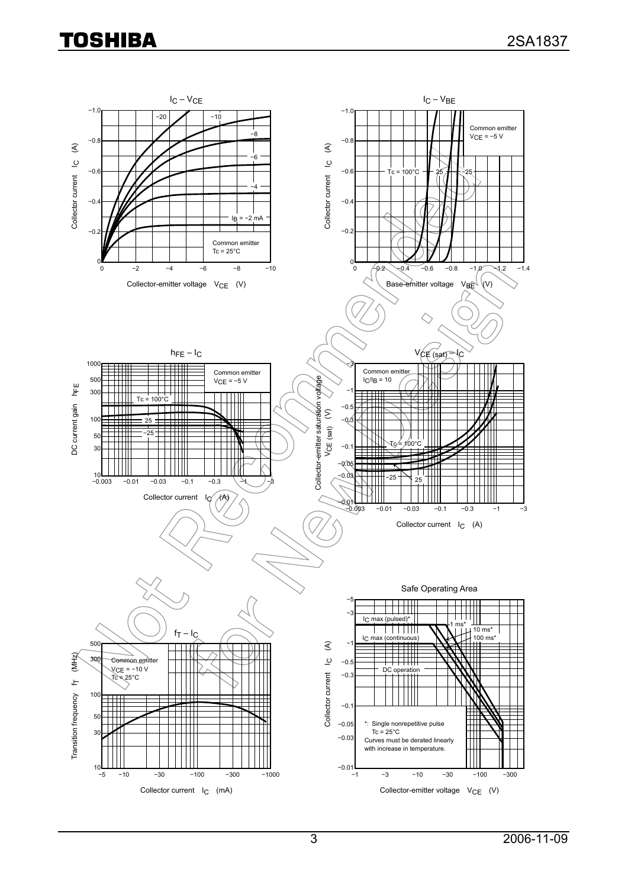## $I_C$ – $V_{CE}$

Common emitter
Tc = 25°C

Curves: $I_B$ = −2 mA, −4, −6, −8, −10, −20

Collector current $I_C$ (A) vs. Collector-emitter voltage $V_{CE}$ (V)

## $I_C$ – $V_{BE}$

Common emitter
$V_{CE}$ = −5 V

Curves: Tc = 100°C, 25, −25

Collector current $I_C$ (A) vs. Base-emitter voltage $V_{BE}$ (V)

## $h_{FE}$ – $I_C$

Common emitter
$V_{CE}$ = −5 V

Curves: Tc = 100°C, 25, −25

DC current gain $h_{FE}$ vs. Collector current $I_C$ (A)

## $V_{CE\ (sat)}$ – $I_C$

Common emitter
$I_C/I_B$ = 10

Curves: Tc = 100°C, −25, 25

Collector-emitter saturation voltage $V_{CE\ (sat)}$ (V) vs. Collector current $I_C$ (A)

## $f_T$ – $I_C$

Common emitter
$V_{CE}$ = −10 V
Tc = 25°C

Transition frequency $f_T$ (MHz) vs. Collector current $I_C$ (mA)

## Safe Operating Area

$I_C$ max (pulsed)*
$I_C$ max (continuous)
1 ms*
10 ms*
100 ms*
DC operation

*: Single nonrepetitive pulse
Tc = 25°C
Curves must be derated linearly with increase in temperature.

Collector current $I_C$ (A) vs. Collector-emitter voltage $V_{CE}$ (V)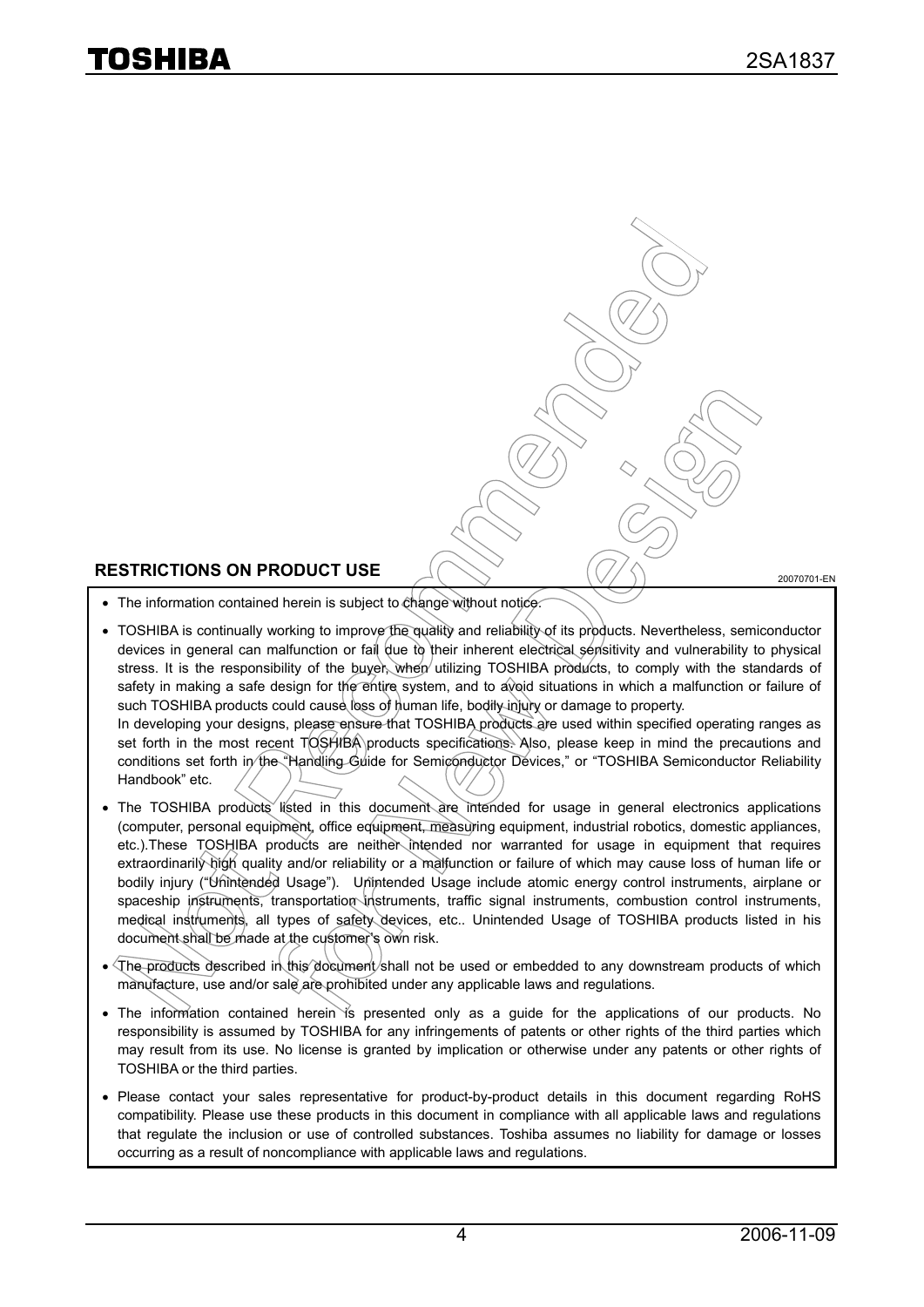## RESTRICTIONS ON PRODUCT USE

20070701-EN

- The information contained herein is subject to change without notice.
- TOSHIBA is continually working to improve the quality and reliability of its products. Nevertheless, semiconductor devices in general can malfunction or fail due to their inherent electrical sensitivity and vulnerability to physical stress. It is the responsibility of the buyer, when utilizing TOSHIBA products, to comply with the standards of safety in making a safe design for the entire system, and to avoid situations in which a malfunction or failure of such TOSHIBA products could cause loss of human life, bodily injury or damage to property.
  In developing your designs, please ensure that TOSHIBA products are used within specified operating ranges as set forth in the most recent TOSHIBA products specifications. Also, please keep in mind the precautions and conditions set forth in the "Handling Guide for Semiconductor Devices," or "TOSHIBA Semiconductor Reliability Handbook" etc.
- The TOSHIBA products listed in this document are intended for usage in general electronics applications (computer, personal equipment, office equipment, measuring equipment, industrial robotics, domestic appliances, etc.).These TOSHIBA products are neither intended nor warranted for usage in equipment that requires extraordinarily high quality and/or reliability or a malfunction or failure of which may cause loss of human life or bodily injury ("Unintended Usage"). Unintended Usage include atomic energy control instruments, airplane or spaceship instruments, transportation instruments, traffic signal instruments, combustion control instruments, medical instruments, all types of safety devices, etc.. Unintended Usage of TOSHIBA products listed in his document shall be made at the customer's own risk.
- The products described in this document shall not be used or embedded to any downstream products of which manufacture, use and/or sale are prohibited under any applicable laws and regulations.
- The information contained herein is presented only as a guide for the applications of our products. No responsibility is assumed by TOSHIBA for any infringements of patents or other rights of the third parties which may result from its use. No license is granted by implication or otherwise under any patents or other rights of TOSHIBA or the third parties.
- Please contact your sales representative for product-by-product details in this document regarding RoHS compatibility. Please use these products in this document in compliance with all applicable laws and regulations that regulate the inclusion or use of controlled substances. Toshiba assumes no liability for damage or losses occurring as a result of noncompliance with applicable laws and regulations.